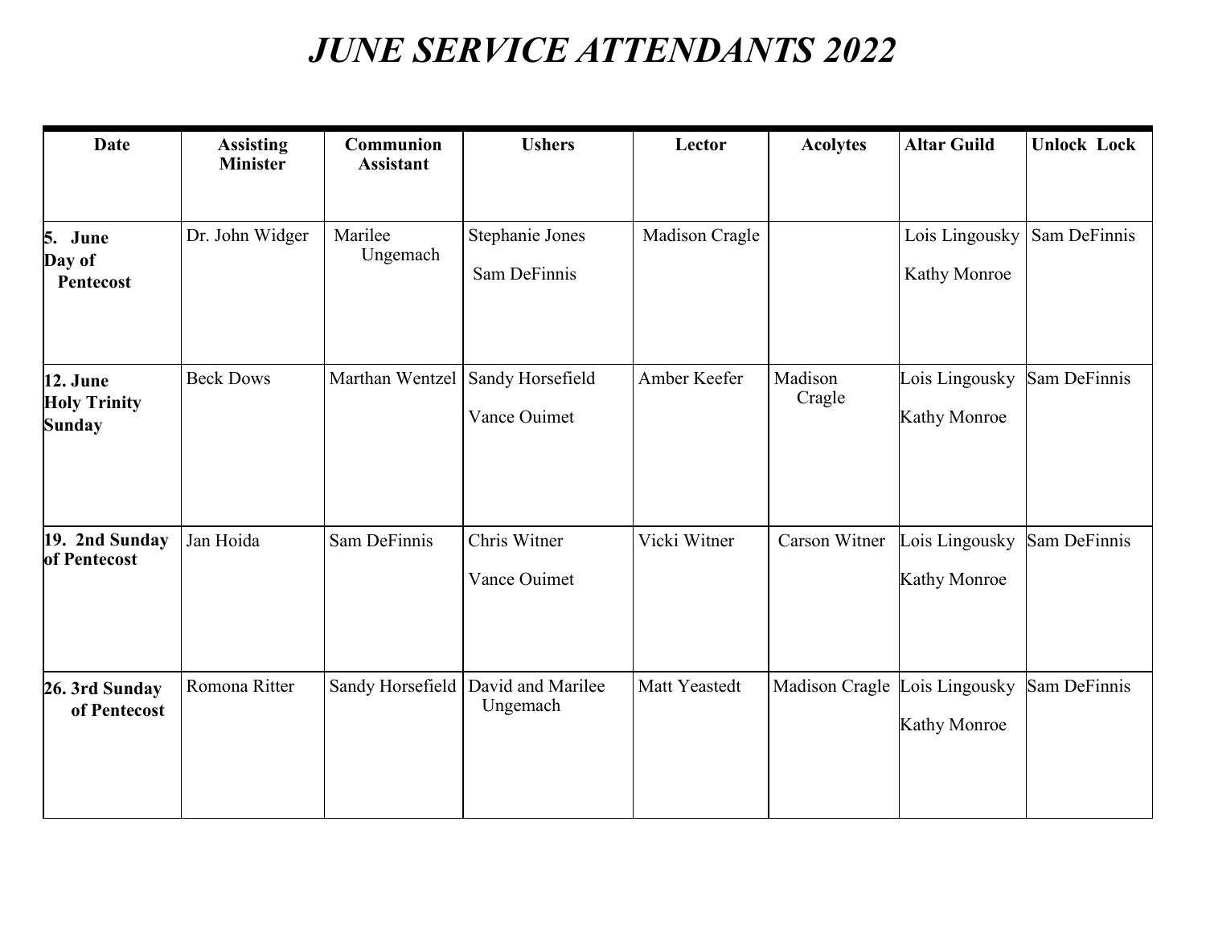# *JUNE SERVICE ATTENDANTS 2022*

| Date | Assisting Minister | Communion Assistant | Ushers | Lector | Acolytes | Altar Guild | Unlock Lock |
|---|---|---|---|---|---|---|---|
| **5. June Day of Pentecost** | Dr. John Widger | Marilee Ungemach | Stephanie Jones<br>Sam DeFinnis | Madison Cragle | | Lois Lingousky<br>Kathy Monroe | Sam DeFinnis |
| **12. June Holy Trinity Sunday** | Beck Dows | Marthan Wentzel | Sandy Horsefield<br>Vance Ouimet | Amber Keefer | Madison Cragle | Lois Lingousky<br>Kathy Monroe | Sam DeFinnis |
| **19. 2nd Sunday of Pentecost** | Jan Hoida | Sam DeFinnis | Chris Witner<br>Vance Ouimet | Vicki Witner | Carson Witner | Lois Lingousky<br>Kathy Monroe | Sam DeFinnis |
| **26. 3rd Sunday of Pentecost** | Romona Ritter | Sandy Horsefield | David and Marilee Ungemach | Matt Yeastedt | Madison Cragle | Lois Lingousky<br>Kathy Monroe | Sam DeFinnis |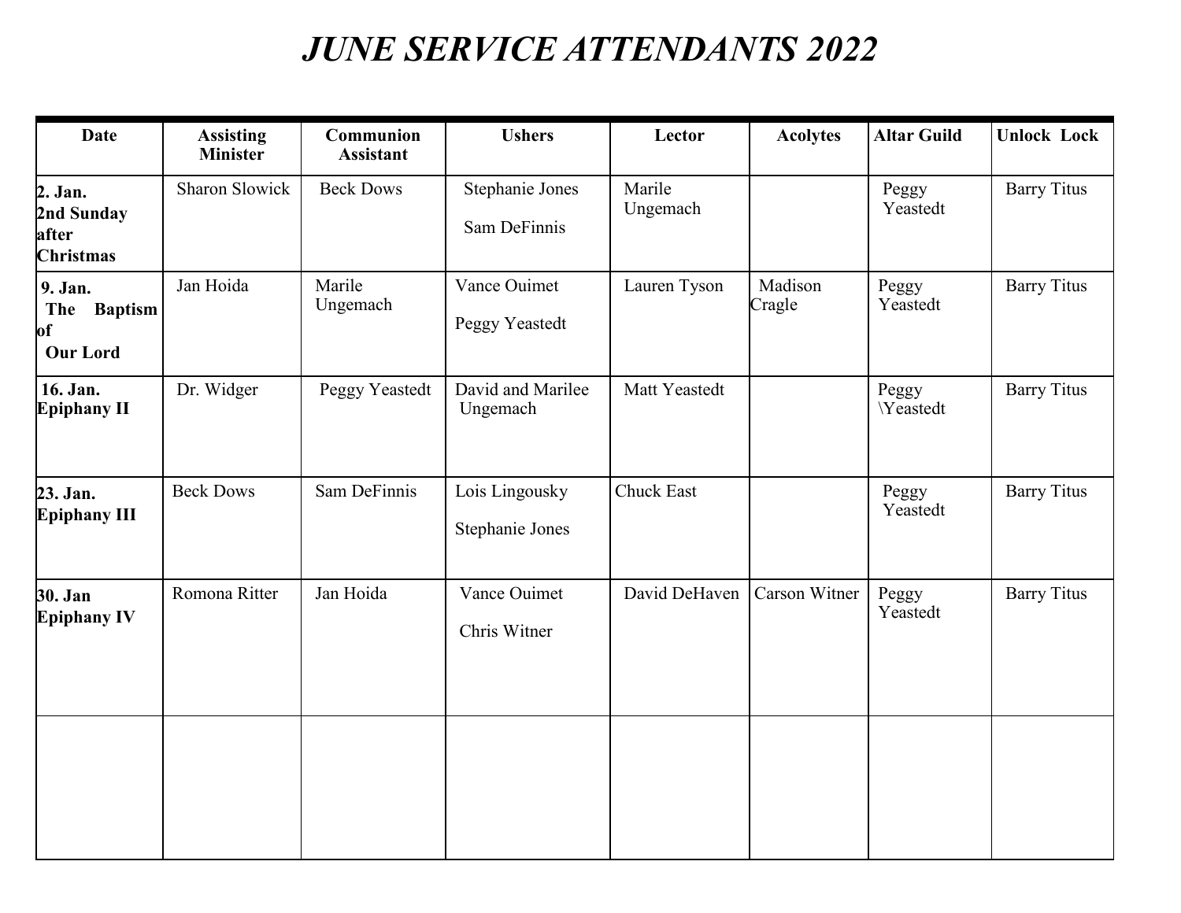# *JUNE SERVICE ATTENDANTS 2022*

| Date | Assisting Minister | Communion Assistant | Ushers | Lector | Acolytes | Altar Guild | Unlock Lock |
|---|---|---|---|---|---|---|---|
| **2. Jan. 2nd Sunday after Christmas** | Sharon Slowick | Beck Dows | Stephanie Jones<br><br>Sam DeFinnis | Marile Ungemach | | Peggy Yeastedt | Barry Titus |
| **9. Jan. The Baptism of Our Lord** | Jan Hoida | Marile Ungemach | Vance Ouimet<br><br>Peggy Yeastedt | Lauren Tyson | Madison Cragle | Peggy Yeastedt | Barry Titus |
| **16. Jan. Epiphany II** | Dr. Widger | Peggy Yeastedt | David and Marilee Ungemach | Matt Yeastedt | | Peggy \Yeastedt | Barry Titus |
| **23. Jan. Epiphany III** | Beck Dows | Sam DeFinnis | Lois Lingousky<br><br>Stephanie Jones | Chuck East | | Peggy Yeastedt | Barry Titus |
| **30. Jan Epiphany IV** | Romona Ritter | Jan Hoida | Vance Ouimet<br><br>Chris Witner | David DeHaven | Carson Witner | Peggy Yeastedt | Barry Titus |
| | | | | | | | |